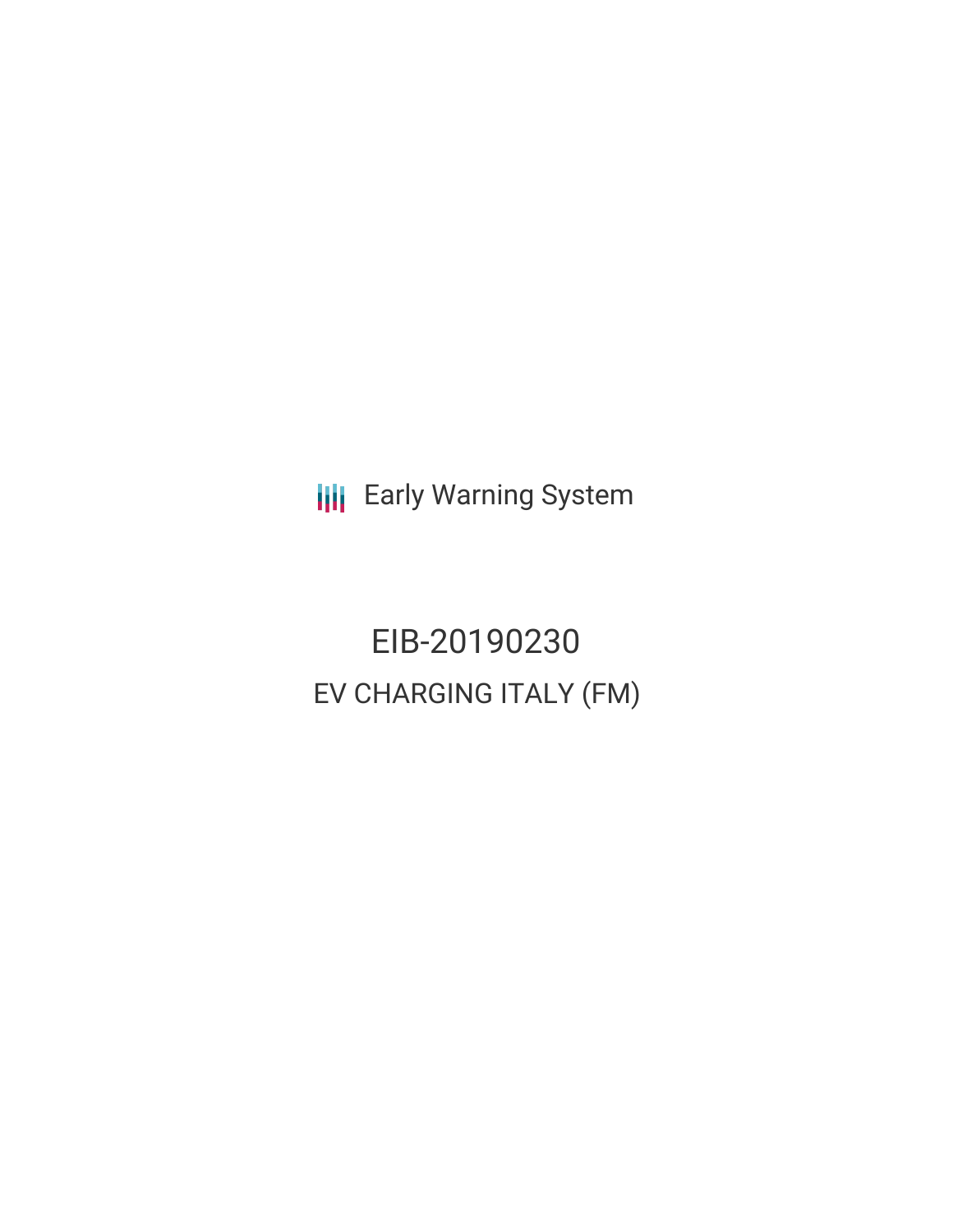Early Warning System

# EIB-20190230

## EV CHARGING ITALY (FM)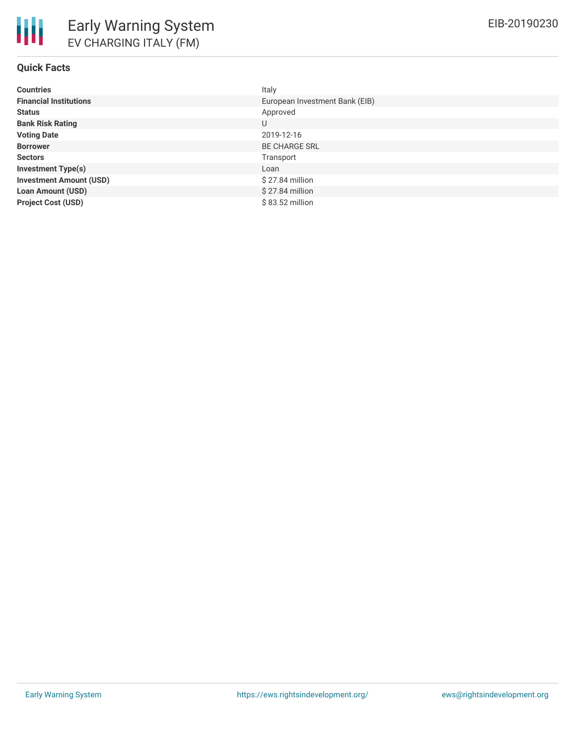# Early Warning System

## EV CHARGING ITALY (FM)

EIB-20190230

### Quick Facts

| | |
|---|---|
| **Countries** | Italy |
| **Financial Institutions** | European Investment Bank (EIB) |
| **Status** | Approved |
| **Bank Risk Rating** | U |
| **Voting Date** | 2019-12-16 |
| **Borrower** | BE CHARGE SRL |
| **Sectors** | Transport |
| **Investment Type(s)** | Loan |
| **Investment Amount (USD)** | $ 27.84 million |
| **Loan Amount (USD)** | $ 27.84 million |
| **Project Cost (USD)** | $ 83.52 million |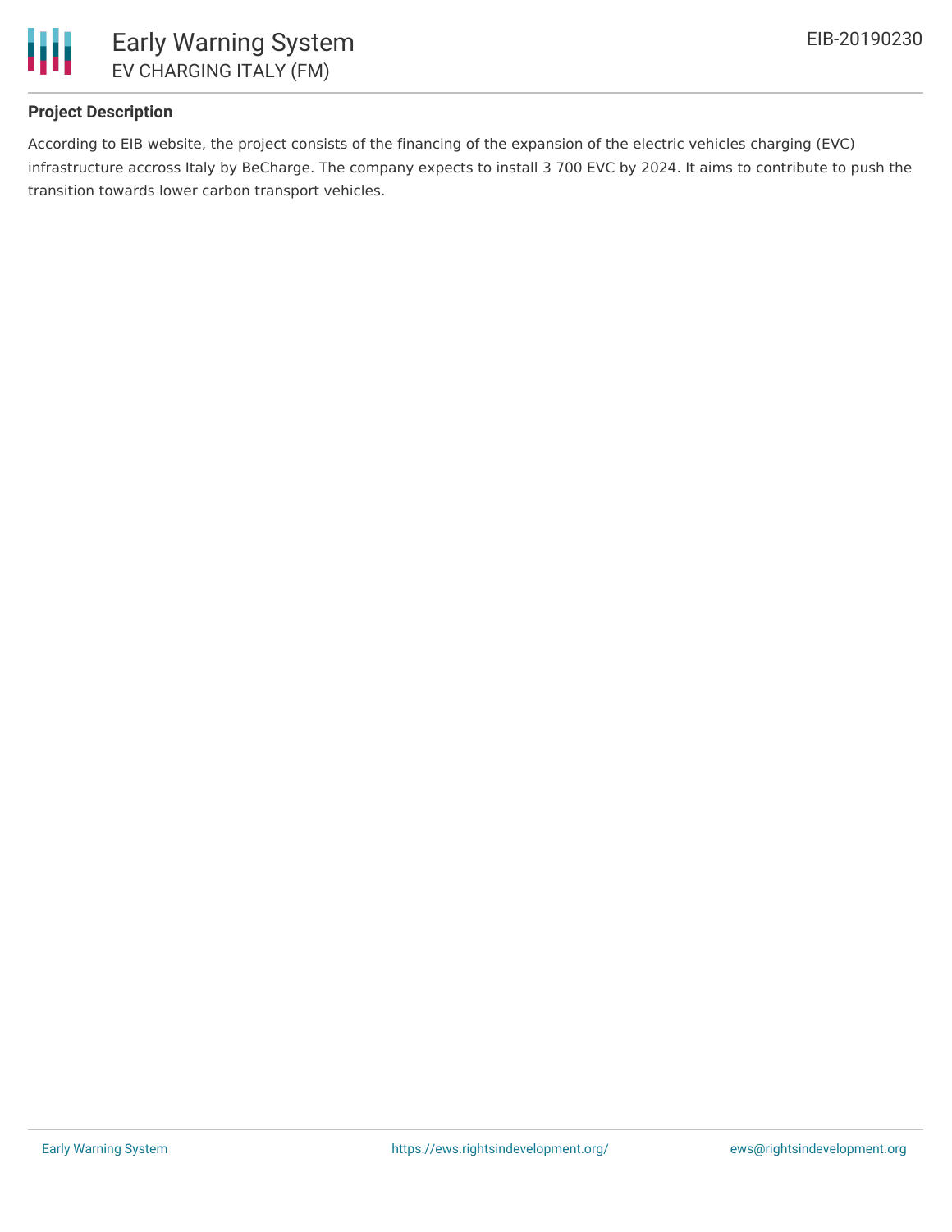## Project Description

According to EIB website, the project consists of the financing of the expansion of the electric vehicles charging (EVC) infrastructure accross Italy by BeCharge. The company expects to install 3 700 EVC by 2024. It aims to contribute to push the transition towards lower carbon transport vehicles.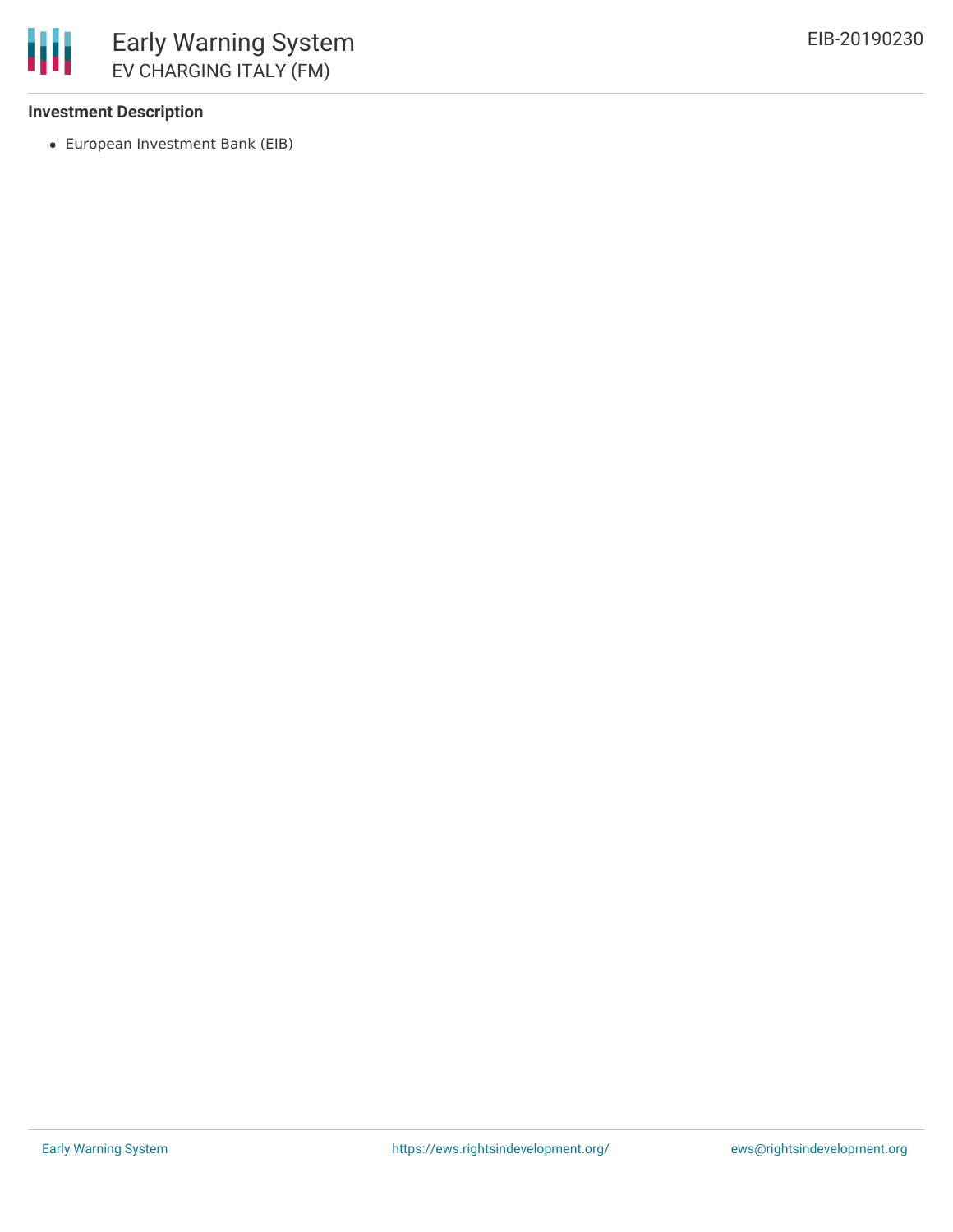### Investment Description

- European Investment Bank (EIB)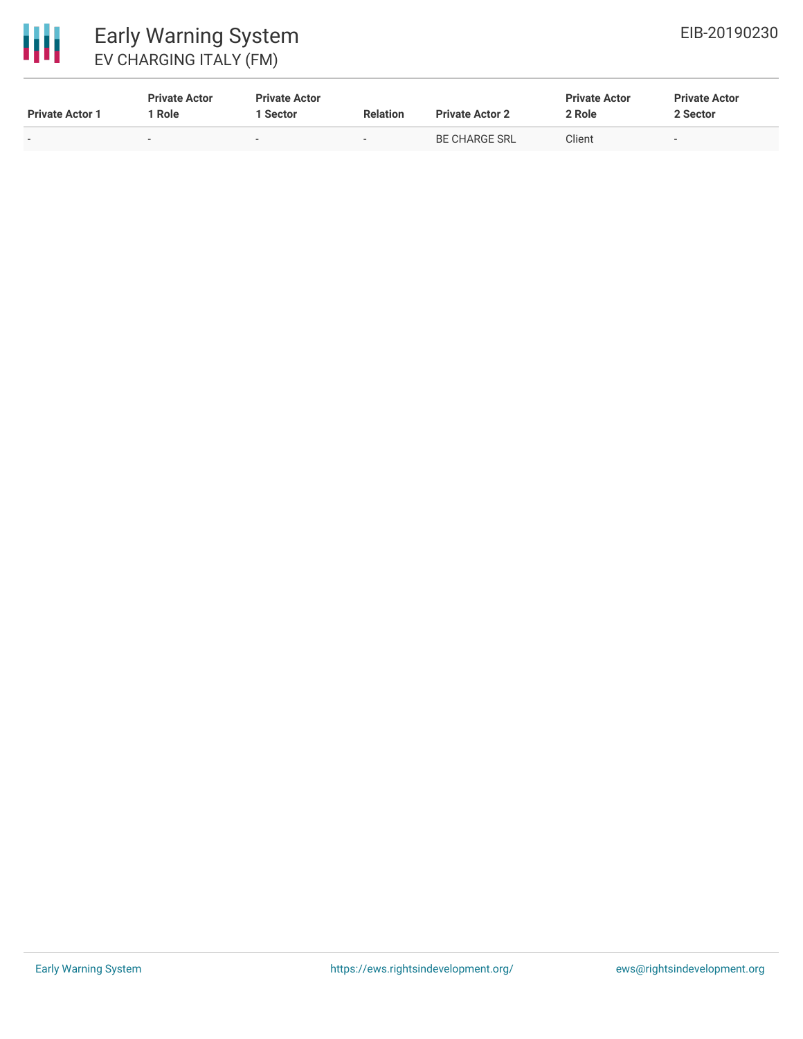| Private Actor 1 | Private Actor 1 Role | Private Actor 1 Sector | Relation | Private Actor 2 | Private Actor 2 Role | Private Actor 2 Sector |
| --- | --- | --- | --- | --- | --- | --- |
| - | - | - | - | BE CHARGE SRL | Client | - |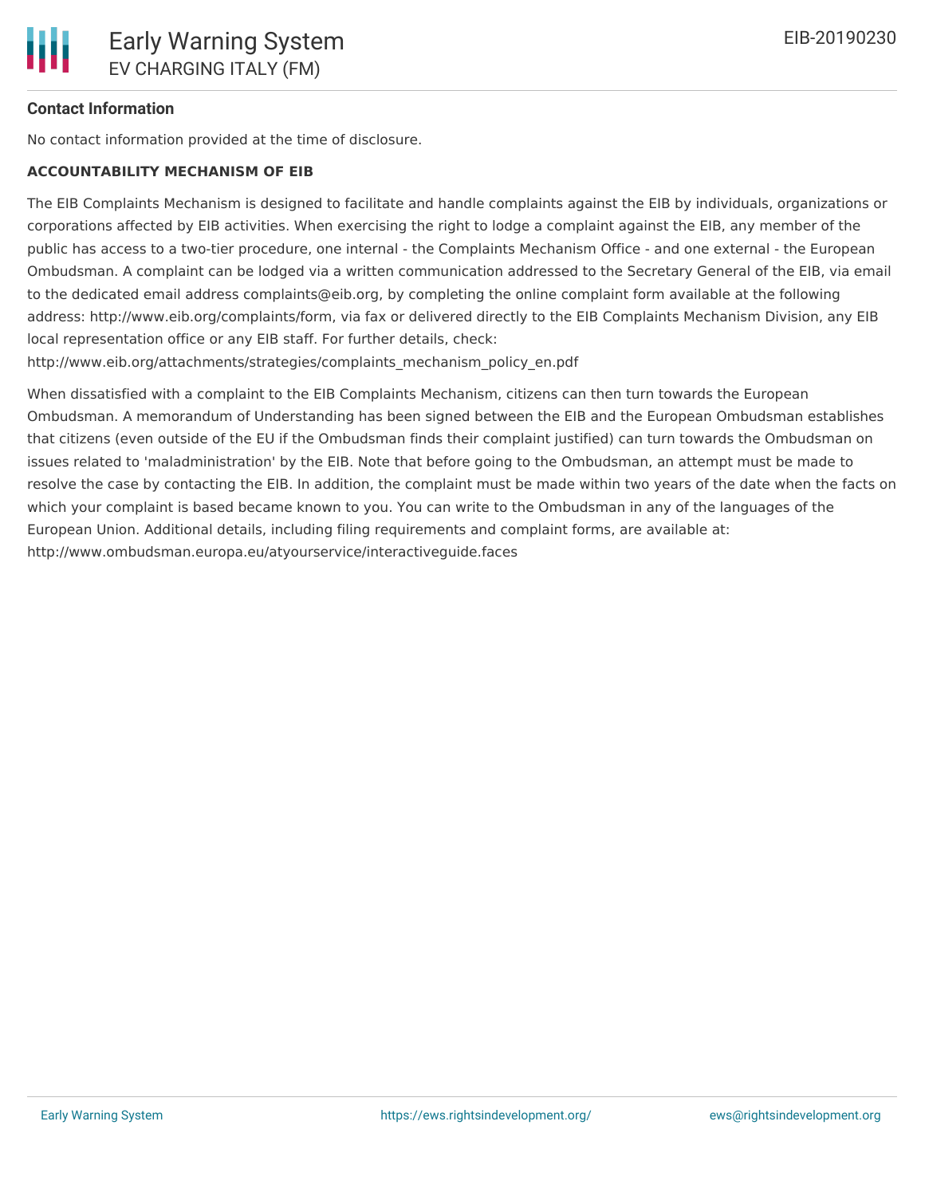## Contact Information

No contact information provided at the time of disclosure.

### ACCOUNTABILITY MECHANISM OF EIB

The EIB Complaints Mechanism is designed to facilitate and handle complaints against the EIB by individuals, organizations or corporations affected by EIB activities. When exercising the right to lodge a complaint against the EIB, any member of the public has access to a two-tier procedure, one internal - the Complaints Mechanism Office - and one external - the European Ombudsman. A complaint can be lodged via a written communication addressed to the Secretary General of the EIB, via email to the dedicated email address complaints@eib.org, by completing the online complaint form available at the following address: http://www.eib.org/complaints/form, via fax or delivered directly to the EIB Complaints Mechanism Division, any EIB local representation office or any EIB staff. For further details, check: http://www.eib.org/attachments/strategies/complaints_mechanism_policy_en.pdf

When dissatisfied with a complaint to the EIB Complaints Mechanism, citizens can then turn towards the European Ombudsman. A memorandum of Understanding has been signed between the EIB and the European Ombudsman establishes that citizens (even outside of the EU if the Ombudsman finds their complaint justified) can turn towards the Ombudsman on issues related to 'maladministration' by the EIB. Note that before going to the Ombudsman, an attempt must be made to resolve the case by contacting the EIB. In addition, the complaint must be made within two years of the date when the facts on which your complaint is based became known to you. You can write to the Ombudsman in any of the languages of the European Union. Additional details, including filing requirements and complaint forms, are available at: http://www.ombudsman.europa.eu/atyourservice/interactiveguide.faces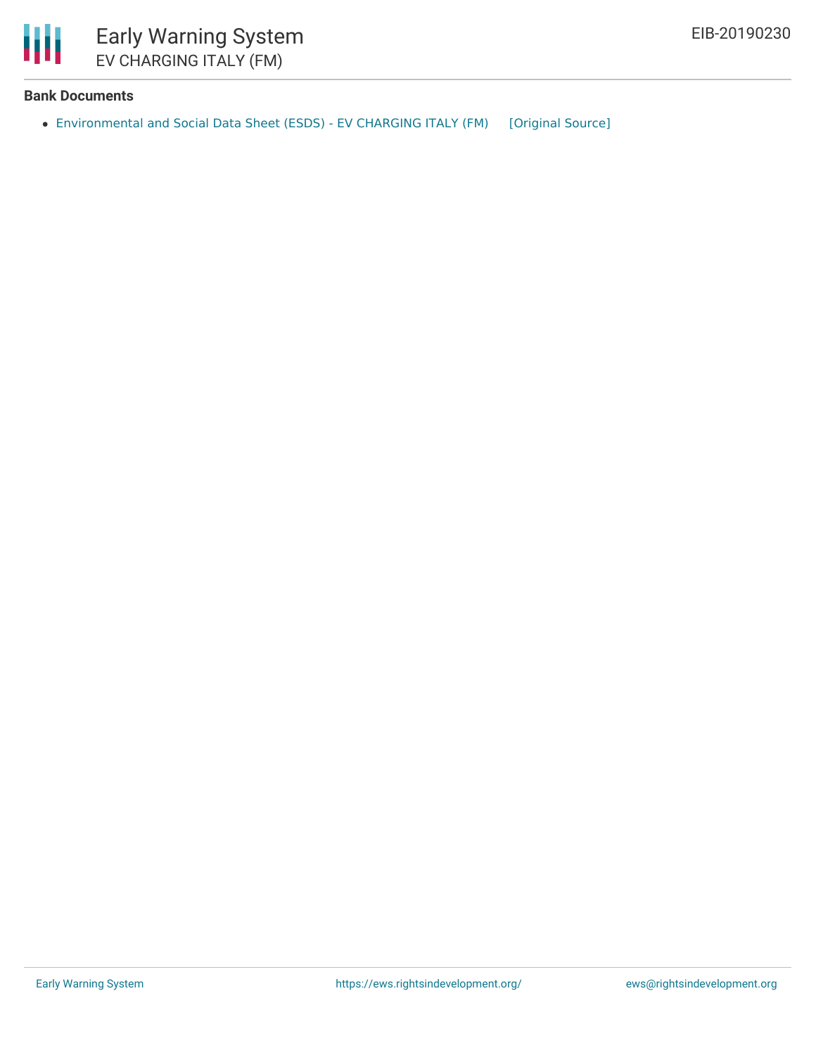## Bank Documents

- Environmental and Social Data Sheet (ESDS) - EV CHARGING ITALY (FM) [Original Source]